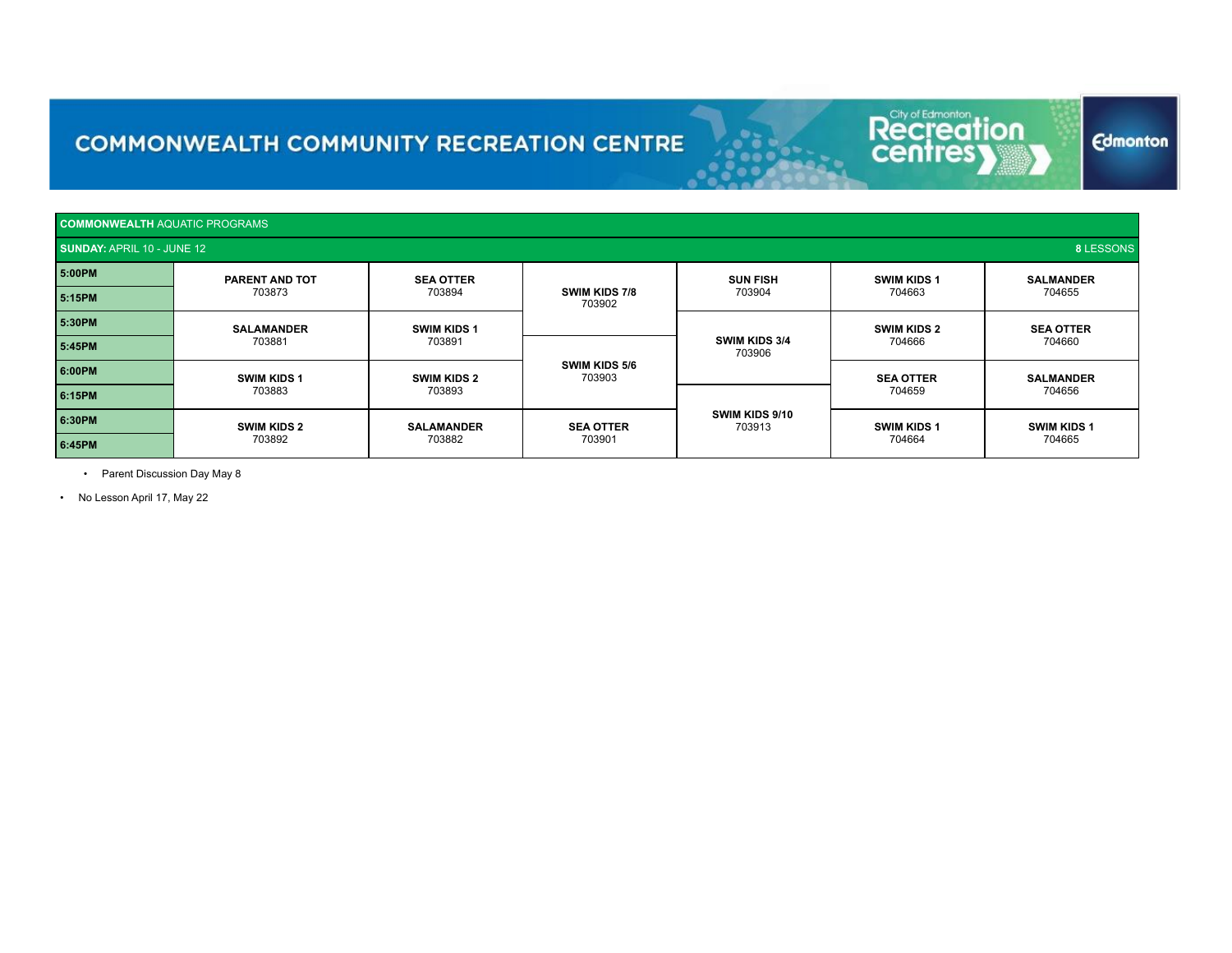# COMMONWEALTH COMMUNITY RECREATION CENTRE

| COMMONWEALTH AQUATIC PROGRAMS | | | | | | |
|---|---|---|---|---|---|---|
| **SUNDAY:** APRIL 10 - JUNE 12 | | | | | | **8** LESSONS |
| **5:00PM** | **PARENT AND TOT** 703873 | **SEA OTTER** 703894 | **SWIM KIDS 7/8** 703902 | **SUN FISH** 703904 | **SWIM KIDS 1** 704663 | **SALMANDER** 704655 |
| **5:15PM** | | | | | | |
| **5:30PM** | **SALAMANDER** 703881 | **SWIM KIDS 1** 703891 | | **SWIM KIDS 3/4** 703906 | **SWIM KIDS 2** 704666 | **SEA OTTER** 704660 |
| **5:45PM** | | | **SWIM KIDS 5/6** 703903 | | | |
| **6:00PM** | **SWIM KIDS 1** 703883 | **SWIM KIDS 2** 703893 | | | **SEA OTTER** 704659 | **SALMANDER** 704656 |
| **6:15PM** | | | | **SWIM KIDS 9/10** 703913 | | |
| **6:30PM** | **SWIM KIDS 2** 703892 | **SALAMANDER** 703882 | **SEA OTTER** 703901 | | **SWIM KIDS 1** 704664 | **SWIM KIDS 1** 704665 |
| **6:45PM** | | | | | | |

- Parent Discussion Day May 8
- No Lesson April 17, May 22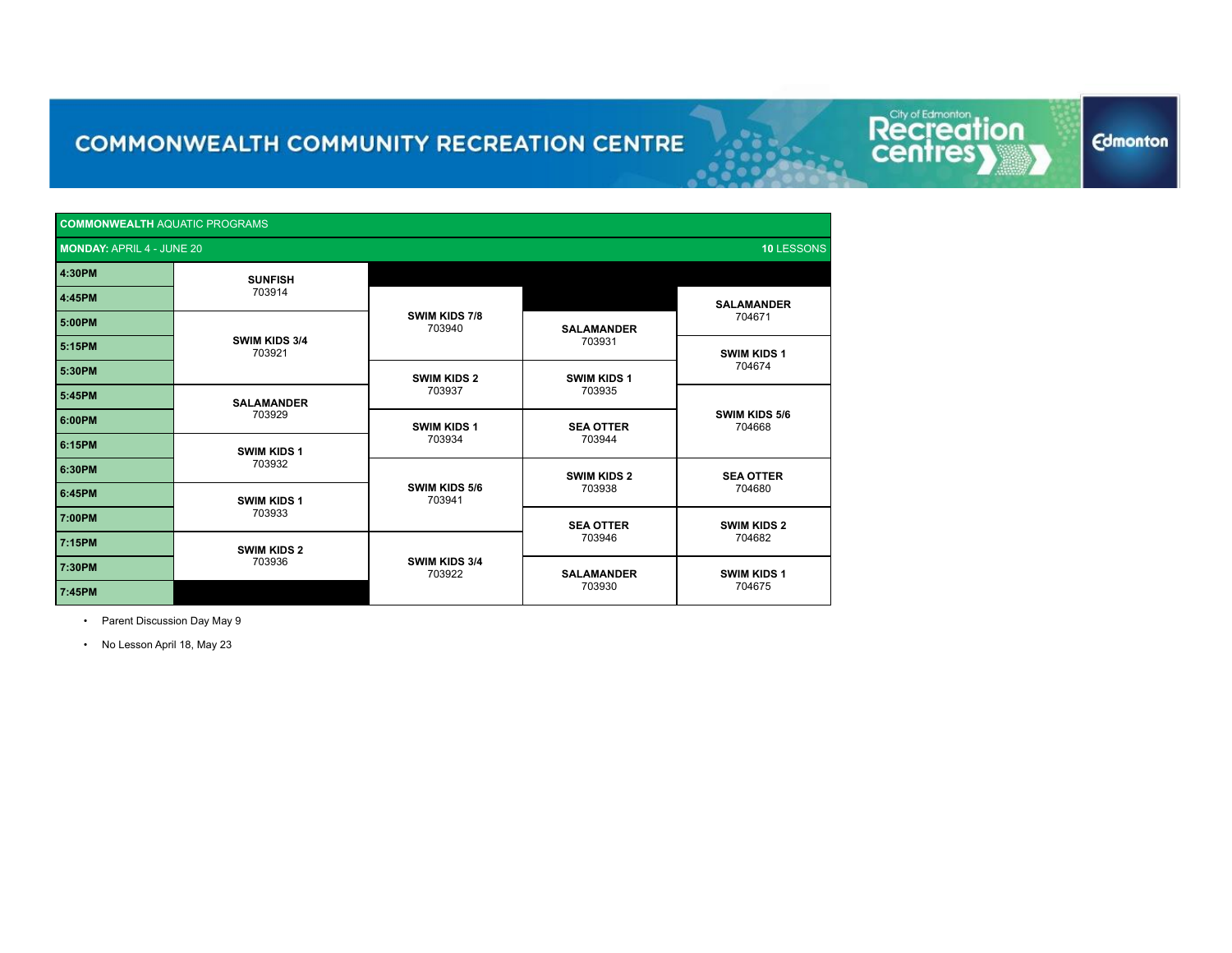# COMMONWEALTH COMMUNITY RECREATION CENTRE

**COMMONWEALTH** AQUATIC PROGRAMS

**MONDAY:** APRIL 4 - JUNE 20 — **10** LESSONS

| Time | | | | |
|---|---|---|---|---|
| **4:30PM** | **SUNFISH** 703914 | | | |
| **4:45PM** | | **SWIM KIDS 7/8** 703940 | | **SALAMANDER** 704671 |
| **5:00PM** | **SWIM KIDS 3/4** 703921 | | **SALAMANDER** 703931 | |
| **5:15PM** | | | | **SWIM KIDS 1** 704674 |
| **5:30PM** | | **SWIM KIDS 2** 703937 | **SWIM KIDS 1** 703935 | |
| **5:45PM** | **SALAMANDER** 703929 | | | **SWIM KIDS 5/6** 704668 |
| **6:00PM** | | **SWIM KIDS 1** 703934 | **SEA OTTER** 703944 | |
| **6:15PM** | **SWIM KIDS 1** 703932 | | | |
| **6:30PM** | | **SWIM KIDS 5/6** 703941 | **SWIM KIDS 2** 703938 | **SEA OTTER** 704680 |
| **6:45PM** | **SWIM KIDS 1** 703933 | | | |
| **7:00PM** | | | **SEA OTTER** 703946 | **SWIM KIDS 2** 704682 |
| **7:15PM** | **SWIM KIDS 2** 703936 | **SWIM KIDS 3/4** 703922 | | |
| **7:30PM** | | | **SALAMANDER** 703930 | **SWIM KIDS 1** 704675 |
| **7:45PM** | | | | |

- Parent Discussion Day May 9
- No Lesson April 18, May 23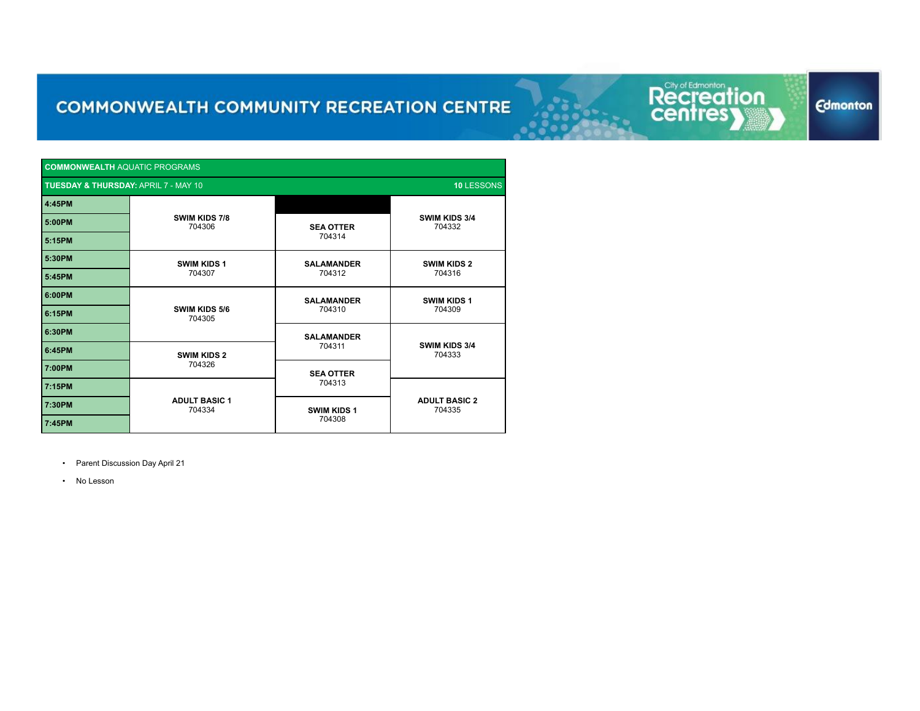# COMMONWEALTH COMMUNITY RECREATION CENTRE

| **COMMONWEALTH** AQUATIC PROGRAMS | | | |
|---|---|---|---|
| **TUESDAY & THURSDAY:** APRIL 7 - MAY 10 | | | **10** LESSONS |
| **4:45PM** | **SWIM KIDS 7/8** 704306 | | **SWIM KIDS 3/4** 704332 |
| **5:00PM** | | **SEA OTTER** 704314 | |
| **5:15PM** | | | |
| **5:30PM** | **SWIM KIDS 1** 704307 | **SALAMANDER** 704312 | **SWIM KIDS 2** 704316 |
| **5:45PM** | | | |
| **6:00PM** | **SWIM KIDS 5/6** 704305 | **SALAMANDER** 704310 | **SWIM KIDS 1** 704309 |
| **6:15PM** | | | |
| **6:30PM** | | **SALAMANDER** 704311 | **SWIM KIDS 3/4** 704333 |
| **6:45PM** | **SWIM KIDS 2** 704326 | | |
| **7:00PM** | | **SEA OTTER** 704313 | |
| **7:15PM** | **ADULT BASIC 1** 704334 | | **ADULT BASIC 2** 704335 |
| **7:30PM** | | **SWIM KIDS 1** 704308 | |
| **7:45PM** | | | |

- Parent Discussion Day April 21
- No Lesson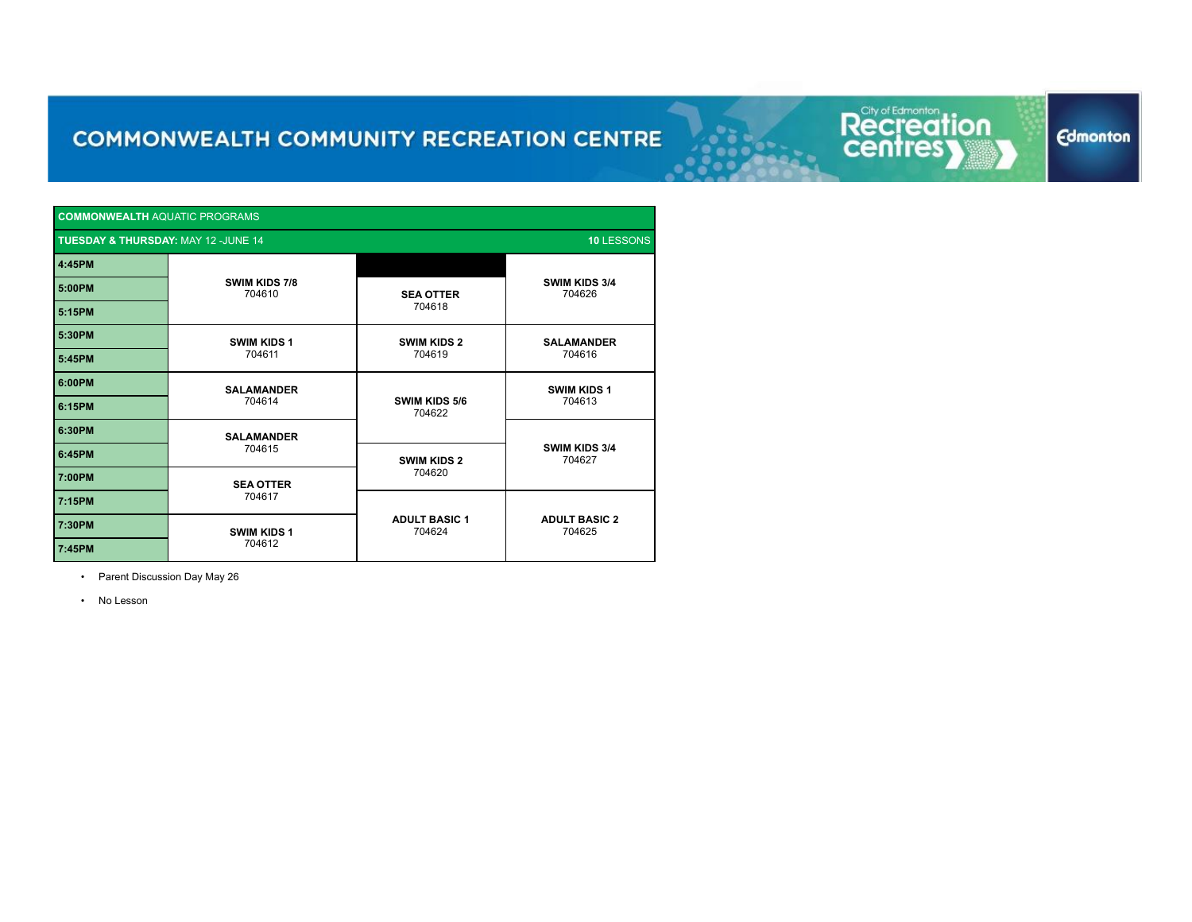# COMMONWEALTH COMMUNITY RECREATION CENTRE

| COMMONWEALTH AQUATIC PROGRAMS | | | |
|---|---|---|---|
| **TUESDAY & THURSDAY:** MAY 12 -JUNE 14 | | | **10** LESSONS |
| **4:45PM** | **SWIM KIDS 7/8** 704610 | | **SWIM KIDS 3/4** 704626 |
| **5:00PM** | | **SEA OTTER** 704618 | |
| **5:15PM** | | | |
| **5:30PM** | **SWIM KIDS 1** 704611 | **SWIM KIDS 2** 704619 | **SALAMANDER** 704616 |
| **5:45PM** | | | |
| **6:00PM** | **SALAMANDER** 704614 | **SWIM KIDS 5/6** 704622 | **SWIM KIDS 1** 704613 |
| **6:15PM** | | | |
| **6:30PM** | **SALAMANDER** 704615 | | **SWIM KIDS 3/4** 704627 |
| **6:45PM** | | **SWIM KIDS 2** 704620 | |
| **7:00PM** | **SEA OTTER** 704617 | | |
| **7:15PM** | | **ADULT BASIC 1** 704624 | **ADULT BASIC 2** 704625 |
| **7:30PM** | **SWIM KIDS 1** 704612 | | |
| **7:45PM** | | | |

- Parent Discussion Day May 26
- No Lesson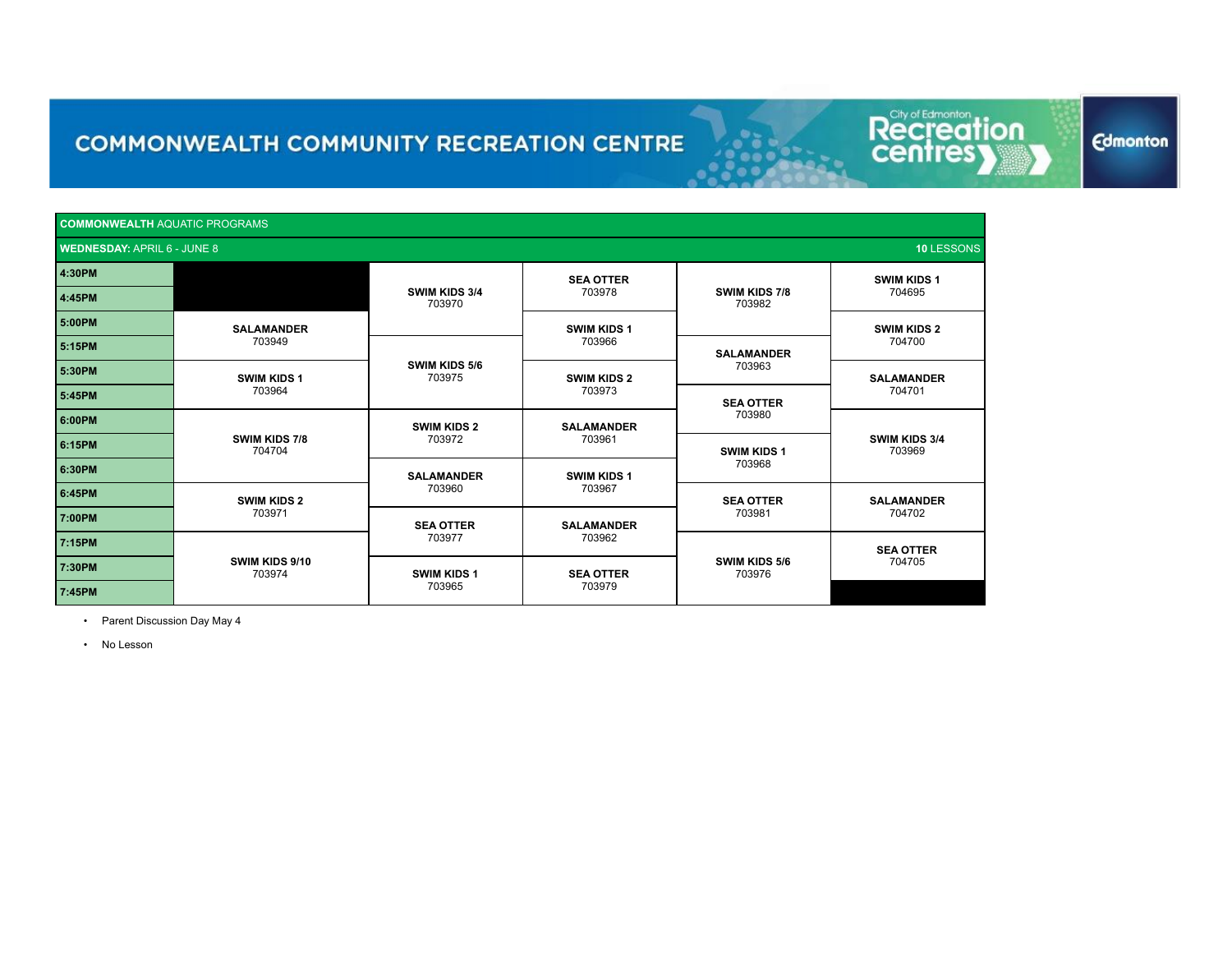# COMMONWEALTH COMMUNITY RECREATION CENTRE

**COMMONWEALTH** AQUATIC PROGRAMS

**WEDNESDAY:** APRIL 6 - JUNE 8 — **10** LESSONS

| Time | | | | | |
|---|---|---|---|---|---|
| **4:30PM** | | **SWIM KIDS 3/4** 703970 | **SEA OTTER** 703978 | **SWIM KIDS 7/8** 703982 | **SWIM KIDS 1** 704695 |
| **4:45PM** | | | | | |
| **5:00PM** | **SALAMANDER** 703949 | | **SWIM KIDS 1** 703966 | | **SWIM KIDS 2** 704700 |
| **5:15PM** | | **SWIM KIDS 5/6** 703975 | | **SALAMANDER** 703963 | |
| **5:30PM** | **SWIM KIDS 1** 703964 | | **SWIM KIDS 2** 703973 | | **SALAMANDER** 704701 |
| **5:45PM** | | | | **SEA OTTER** 703980 | |
| **6:00PM** | **SWIM KIDS 7/8** 704704 | **SWIM KIDS 2** 703972 | **SALAMANDER** 703961 | | **SWIM KIDS 3/4** 703969 |
| **6:15PM** | | | | **SWIM KIDS 1** 703968 | |
| **6:30PM** | | **SALAMANDER** 703960 | **SWIM KIDS 1** 703967 | | |
| **6:45PM** | **SWIM KIDS 2** 703971 | | | **SEA OTTER** 703981 | **SALAMANDER** 704702 |
| **7:00PM** | | **SEA OTTER** 703977 | **SALAMANDER** 703962 | | |
| **7:15PM** | **SWIM KIDS 9/10** 703974 | | | **SWIM KIDS 5/6** 703976 | **SEA OTTER** 704705 |
| **7:30PM** | | **SWIM KIDS 1** 703965 | **SEA OTTER** 703979 | | |
| **7:45PM** | | | | | |

- Parent Discussion Day May 4
- No Lesson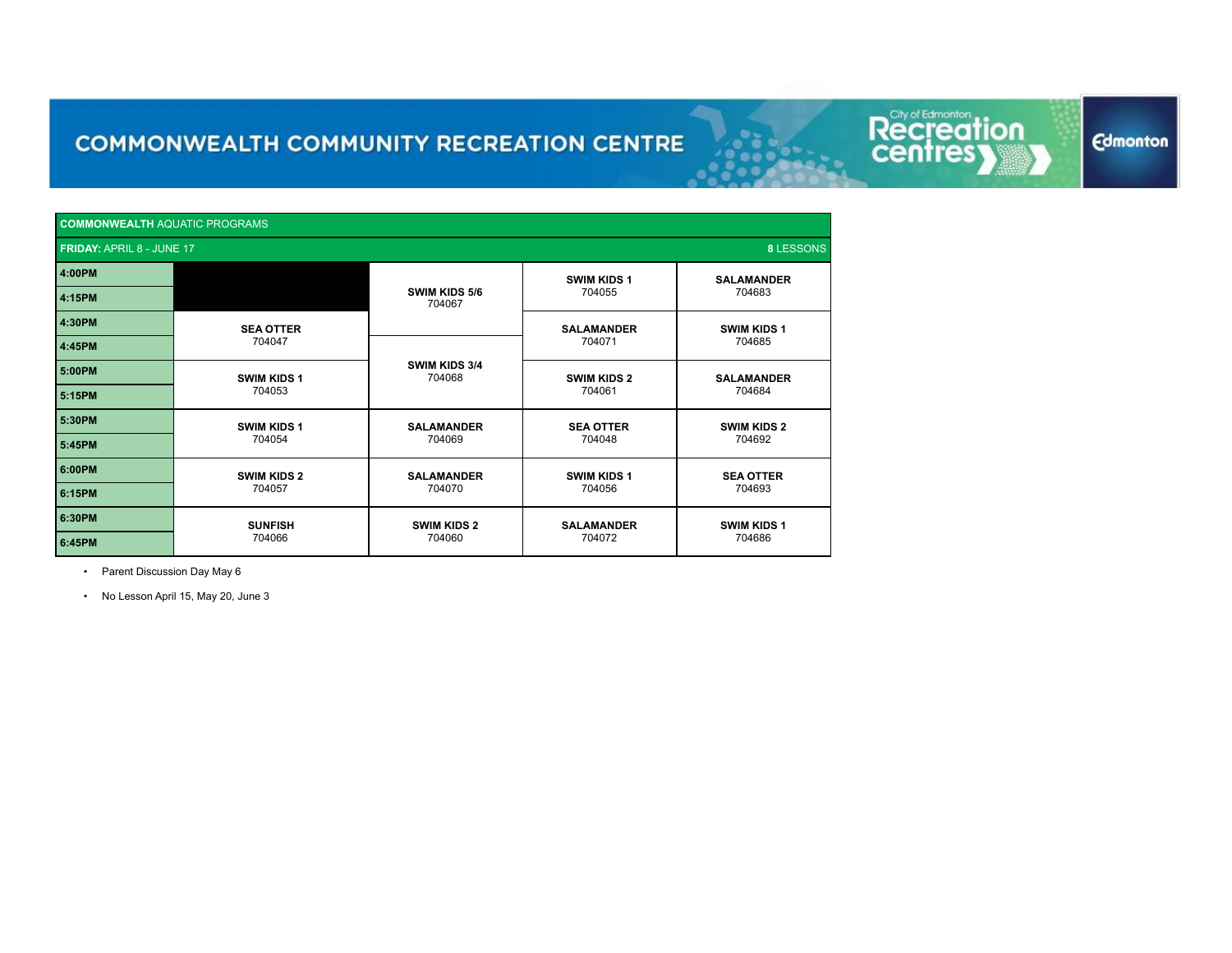# COMMONWEALTH COMMUNITY RECREATION CENTRE

**COMMONWEALTH** AQUATIC PROGRAMS

**FRIDAY:** APRIL 8 - JUNE 17 — **8** LESSONS

| Time | | | | |
|---|---|---|---|---|
| **4:00PM** | | **SWIM KIDS 5/6** 704067 | **SWIM KIDS 1** 704055 | **SALAMANDER** 704683 |
| **4:15PM** | | | | |
| **4:30PM** | **SEA OTTER** 704047 | **SWIM KIDS 3/4** 704068 | **SALAMANDER** 704071 | **SWIM KIDS 1** 704685 |
| **4:45PM** | | | | |
| **5:00PM** | **SWIM KIDS 1** 704053 | | **SWIM KIDS 2** 704061 | **SALAMANDER** 704684 |
| **5:15PM** | | | | |
| **5:30PM** | **SWIM KIDS 1** 704054 | **SALAMANDER** 704069 | **SEA OTTER** 704048 | **SWIM KIDS 2** 704692 |
| **5:45PM** | | | | |
| **6:00PM** | **SWIM KIDS 2** 704057 | **SALAMANDER** 704070 | **SWIM KIDS 1** 704056 | **SEA OTTER** 704693 |
| **6:15PM** | | | | |
| **6:30PM** | **SUNFISH** 704066 | **SWIM KIDS 2** 704060 | **SALAMANDER** 704072 | **SWIM KIDS 1** 704686 |
| **6:45PM** | | | | |

- Parent Discussion Day May 6
- No Lesson April 15, May 20, June 3